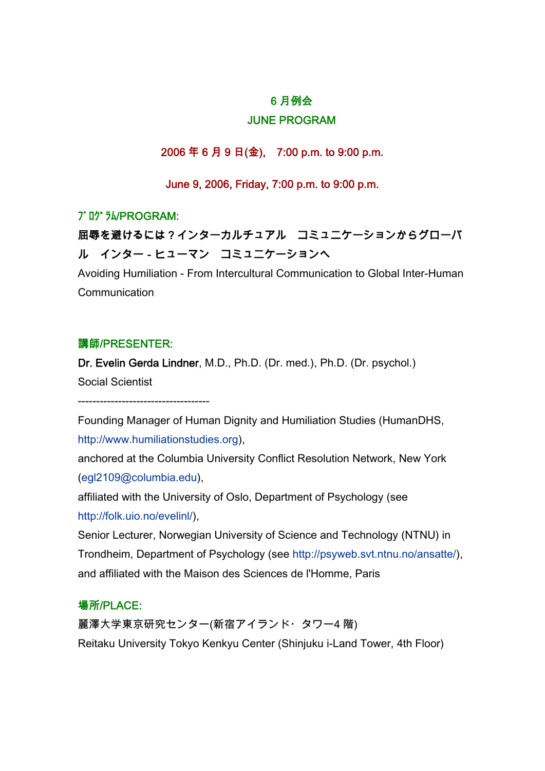## 6 月例会

## JUNE PROGRAM

**2006 年 6 月 9 日(金),　7:00 p.m. to 9:00 p.m.**

**June 9, 2006, Friday, 7:00 p.m. to 9:00 p.m.**

**ﾌﾟﾛｸﾞﾗﾑ/PROGRAM:**

**屈辱を避けるには？インターカルチュアル　コミュニケーションからグローバル　インター - ヒューマン　コミュニケーションへ**

Avoiding Humiliation - From Intercultural Communication to Global Inter-Human Communication

**講師/PRESENTER:**

**Dr. Evelin Gerda Lindner**, M.D., Ph.D. (Dr. med.), Ph.D. (Dr. psychol.)
Social Scientist

------------------------------------

Founding Manager of Human Dignity and Humiliation Studies (HumanDHS, http://www.humiliationstudies.org),
anchored at the Columbia University Conflict Resolution Network, New York (egl2109@columbia.edu),
affiliated with the University of Oslo, Department of Psychology (see http://folk.uio.no/evelinl/),
Senior Lecturer, Norwegian University of Science and Technology (NTNU) in Trondheim, Department of Psychology (see http://psyweb.svt.ntnu.no/ansatte/),
and affiliated with the Maison des Sciences de l'Homme, Paris

**場所/PLACE:**

麗澤大学東京研究センター(新宿アイランド･ タワー4 階)
Reitaku University Tokyo Kenkyu Center (Shinjuku i-Land Tower, 4th Floor)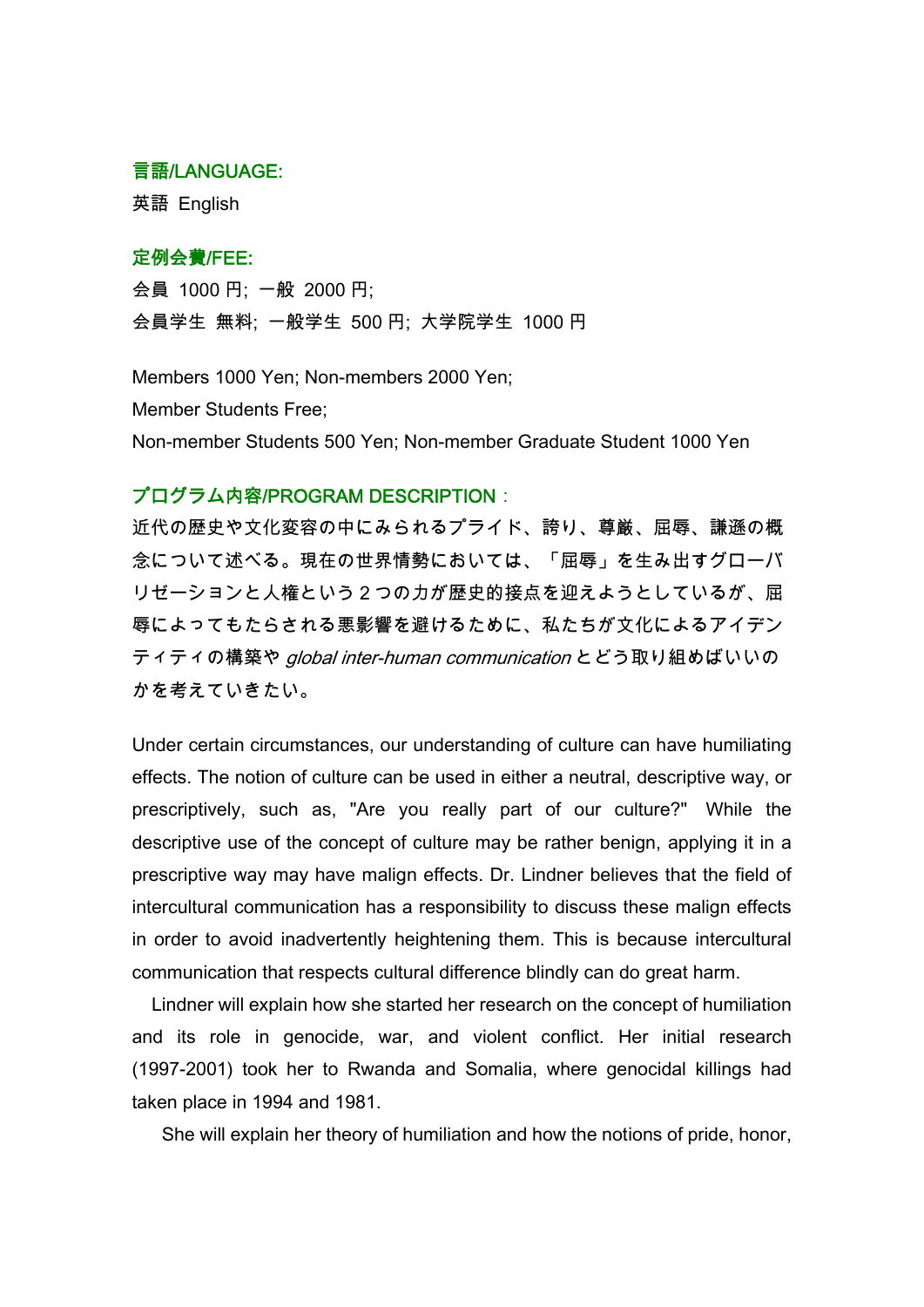### 言語/LANGUAGE:

英語 English

### 定例会費/FEE:

会員 1000 円; 一般 2000 円;
会員学生 無料; 一般学生 500 円; 大学院学生 1000 円

Members 1000 Yen; Non-members 2000 Yen;
Member Students Free;
Non-member Students 500 Yen; Non-member Graduate Student 1000 Yen

### プログラム内容/PROGRAM DESCRIPTION：

近代の歴史や文化変容の中にみられるプライド、誇り、尊厳、屈辱、謙遜の概念について述べる。現在の世界情勢においては、「屈辱」を生み出すグローバリゼーションと人権という２つの力が歴史的接点を迎えようとしているが、屈辱によってもたらされる悪影響を避けるために、私たちが文化によるアイデンティティの構築や *global inter-human communication* とどう取り組めばいいのかを考えていきたい。

Under certain circumstances, our understanding of culture can have humiliating effects. The notion of culture can be used in either a neutral, descriptive way, or prescriptively, such as, "Are you really part of our culture?" While the descriptive use of the concept of culture may be rather benign, applying it in a prescriptive way may have malign effects. Dr. Lindner believes that the field of intercultural communication has a responsibility to discuss these malign effects in order to avoid inadvertently heightening them. This is because intercultural communication that respects cultural difference blindly can do great harm.

Lindner will explain how she started her research on the concept of humiliation and its role in genocide, war, and violent conflict. Her initial research (1997-2001) took her to Rwanda and Somalia, where genocidal killings had taken place in 1994 and 1981.

She will explain her theory of humiliation and how the notions of pride, honor,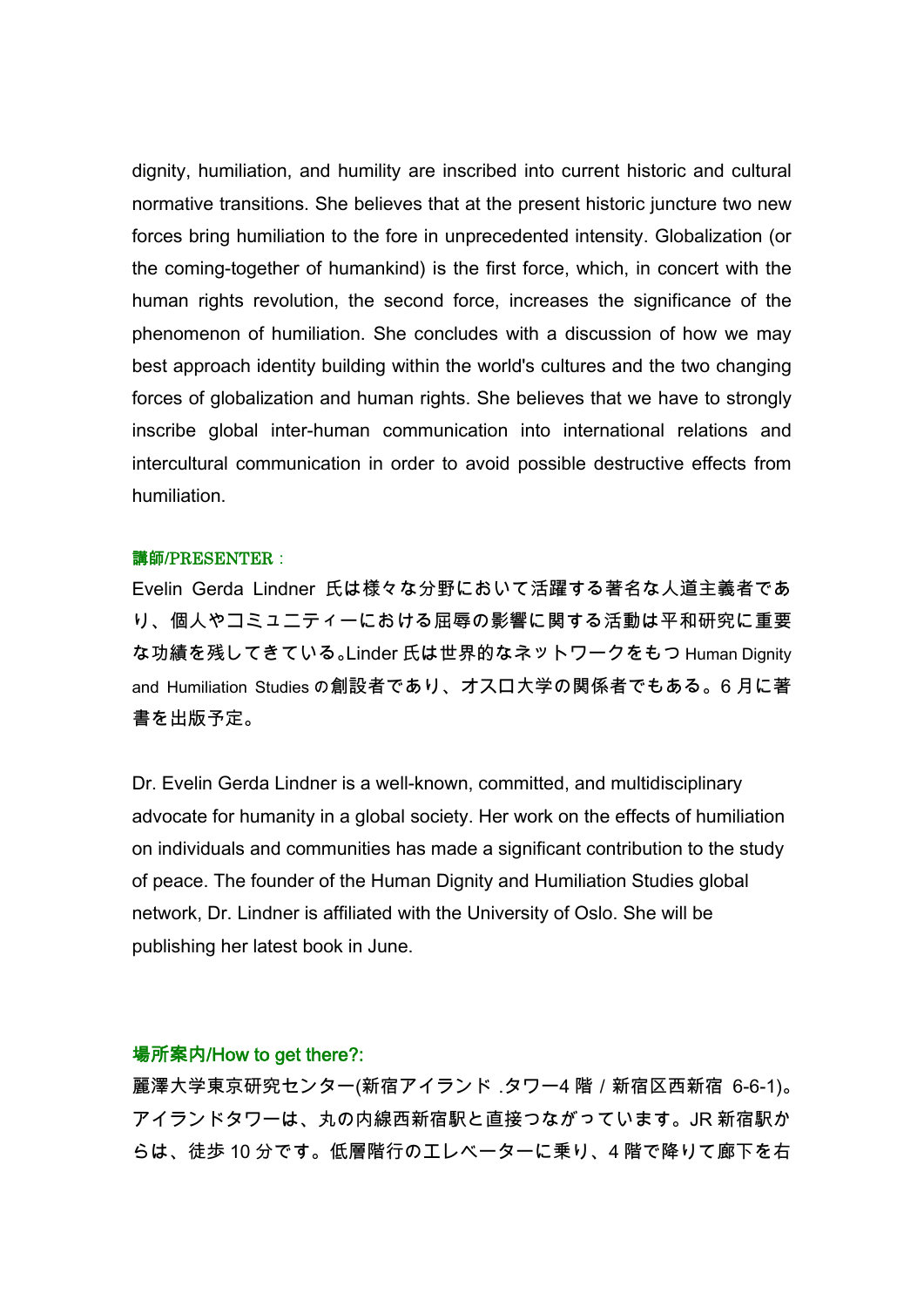dignity, humiliation, and humility are inscribed into current historic and cultural normative transitions. She believes that at the present historic juncture two new forces bring humiliation to the fore in unprecedented intensity. Globalization (or the coming-together of humankind) is the first force, which, in concert with the human rights revolution, the second force, increases the significance of the phenomenon of humiliation. She concludes with a discussion of how we may best approach identity building within the world's cultures and the two changing forces of globalization and human rights. She believes that we have to strongly inscribe global inter-human communication into international relations and intercultural communication in order to avoid possible destructive effects from humiliation.

**講師/PRESENTER**：

Evelin Gerda Lindner 氏は様々な分野において活躍する著名な人道主義者であり、個人やコミュニティーにおける屈辱の影響に関する活動は平和研究に重要な功績を残してきている。Linder 氏は世界的なネットワークをもつ Human Dignity and Humiliation Studies の創設者であり、オスロ大学の関係者でもある。6 月に著書を出版予定。

Dr. Evelin Gerda Lindner is a well-known, committed, and multidisciplinary advocate for humanity in a global society. Her work on the effects of humiliation on individuals and communities has made a significant contribution to the study of peace. The founder of the Human Dignity and Humiliation Studies global network, Dr. Lindner is affiliated with the University of Oslo. She will be publishing her latest book in June.

**場所案内/How to get there?:**

麗澤大学東京研究センター(新宿アイランド .タワー4 階 / 新宿区西新宿 6-6-1)。アイランドタワーは、丸の内線西新宿駅と直接つながっています。JR 新宿駅からは、徒歩 10 分です。低層階行のエレベーターに乗り、4 階で降りて廊下を右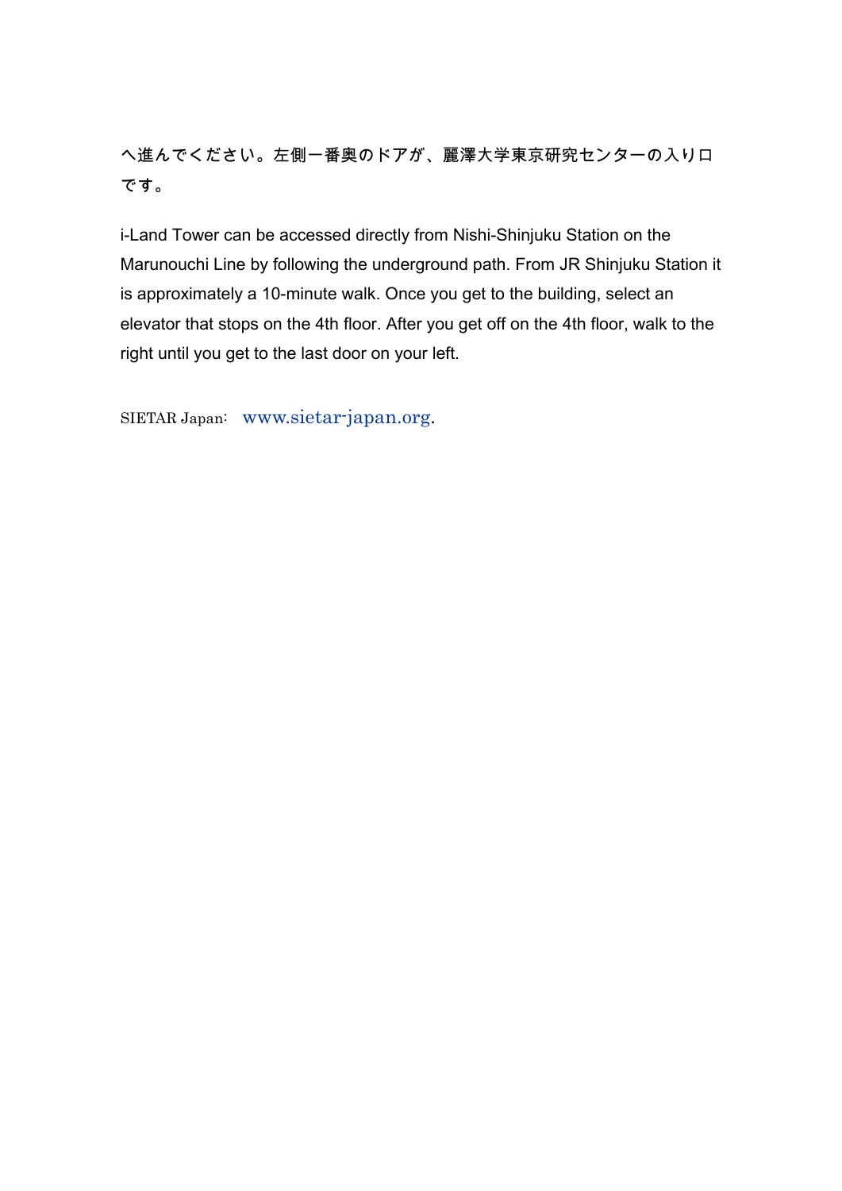へ進んでください。左側一番奥のドアが、麗澤大学東京研究センターの入り口です。

i-Land Tower can be accessed directly from Nishi-Shinjuku Station on the Marunouchi Line by following the underground path. From JR Shinjuku Station it is approximately a 10-minute walk. Once you get to the building, select an elevator that stops on the 4th floor. After you get off on the 4th floor, walk to the right until you get to the last door on your left.

SIETAR Japan: www.sietar-japan.org.